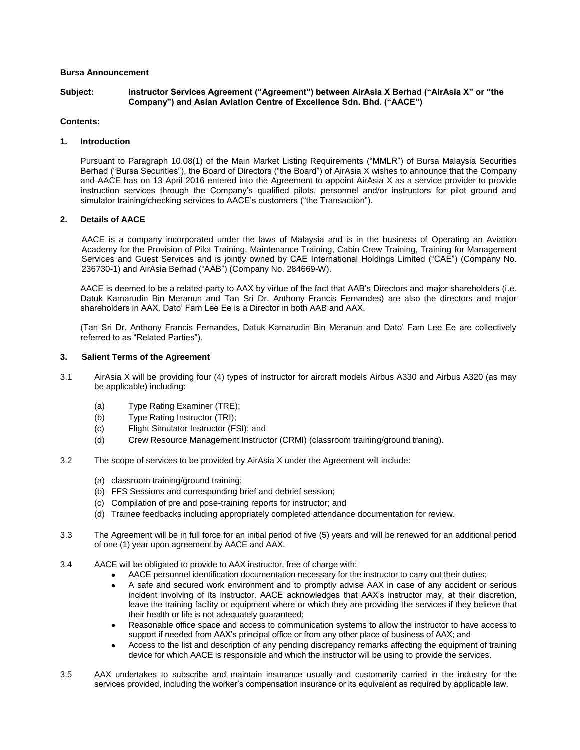**Bursa Announcement**

**Subject: Instructor Services Agreement ("Agreement") between AirAsia X Berhad ("AirAsia X" or "the Company") and Asian Aviation Centre of Excellence Sdn. Bhd. ("AACE")**

**Contents:**

## 1. Introduction

Pursuant to Paragraph 10.08(1) of the Main Market Listing Requirements ("MMLR") of Bursa Malaysia Securities Berhad ("Bursa Securities"), the Board of Directors ("the Board") of AirAsia X wishes to announce that the Company and AACE has on 13 April 2016 entered into the Agreement to appoint AirAsia X as a service provider to provide instruction services through the Company's qualified pilots, personnel and/or instructors for pilot ground and simulator training/checking services to AACE's customers ("the Transaction").

## 2. Details of AACE

AACE is a company incorporated under the laws of Malaysia and is in the business of Operating an Aviation Academy for the Provision of Pilot Training, Maintenance Training, Cabin Crew Training, Training for Management Services and Guest Services and is jointly owned by CAE International Holdings Limited ("CAE") (Company No. 236730-1) and AirAsia Berhad ("AAB") (Company No. 284669-W).

AACE is deemed to be a related party to AAX by virtue of the fact that AAB's Directors and major shareholders (i.e. Datuk Kamarudin Bin Meranun and Tan Sri Dr. Anthony Francis Fernandes) are also the directors and major shareholders in AAX. Dato' Fam Lee Ee is a Director in both AAB and AAX.

(Tan Sri Dr. Anthony Francis Fernandes, Datuk Kamarudin Bin Meranun and Dato' Fam Lee Ee are collectively referred to as "Related Parties").

## 3. Salient Terms of the Agreement

3.1 AirAsia X will be providing four (4) types of instructor for aircraft models Airbus A330 and Airbus A320 (as may be applicable) including:

- (a) Type Rating Examiner (TRE);
- (b) Type Rating Instructor (TRI);
- (c) Flight Simulator Instructor (FSI); and
- (d) Crew Resource Management Instructor (CRMI) (classroom training/ground traning).

3.2 The scope of services to be provided by AirAsia X under the Agreement will include:

- (a) classroom training/ground training;
- (b) FFS Sessions and corresponding brief and debrief session;
- (c) Compilation of pre and pose-training reports for instructor; and
- (d) Trainee feedbacks including appropriately completed attendance documentation for review.

3.3 The Agreement will be in full force for an initial period of five (5) years and will be renewed for an additional period of one (1) year upon agreement by AACE and AAX.

3.4 AACE will be obligated to provide to AAX instructor, free of charge with:

- AACE personnel identification documentation necessary for the instructor to carry out their duties;
- A safe and secured work environment and to promptly advise AAX in case of any accident or serious incident involving of its instructor. AACE acknowledges that AAX's instructor may, at their discretion, leave the training facility or equipment where or which they are providing the services if they believe that their health or life is not adequately guaranteed;
- Reasonable office space and access to communication systems to allow the instructor to have access to support if needed from AAX's principal office or from any other place of business of AAX; and
- Access to the list and description of any pending discrepancy remarks affecting the equipment of training device for which AACE is responsible and which the instructor will be using to provide the services.

3.5 AAX undertakes to subscribe and maintain insurance usually and customarily carried in the industry for the services provided, including the worker's compensation insurance or its equivalent as required by applicable law.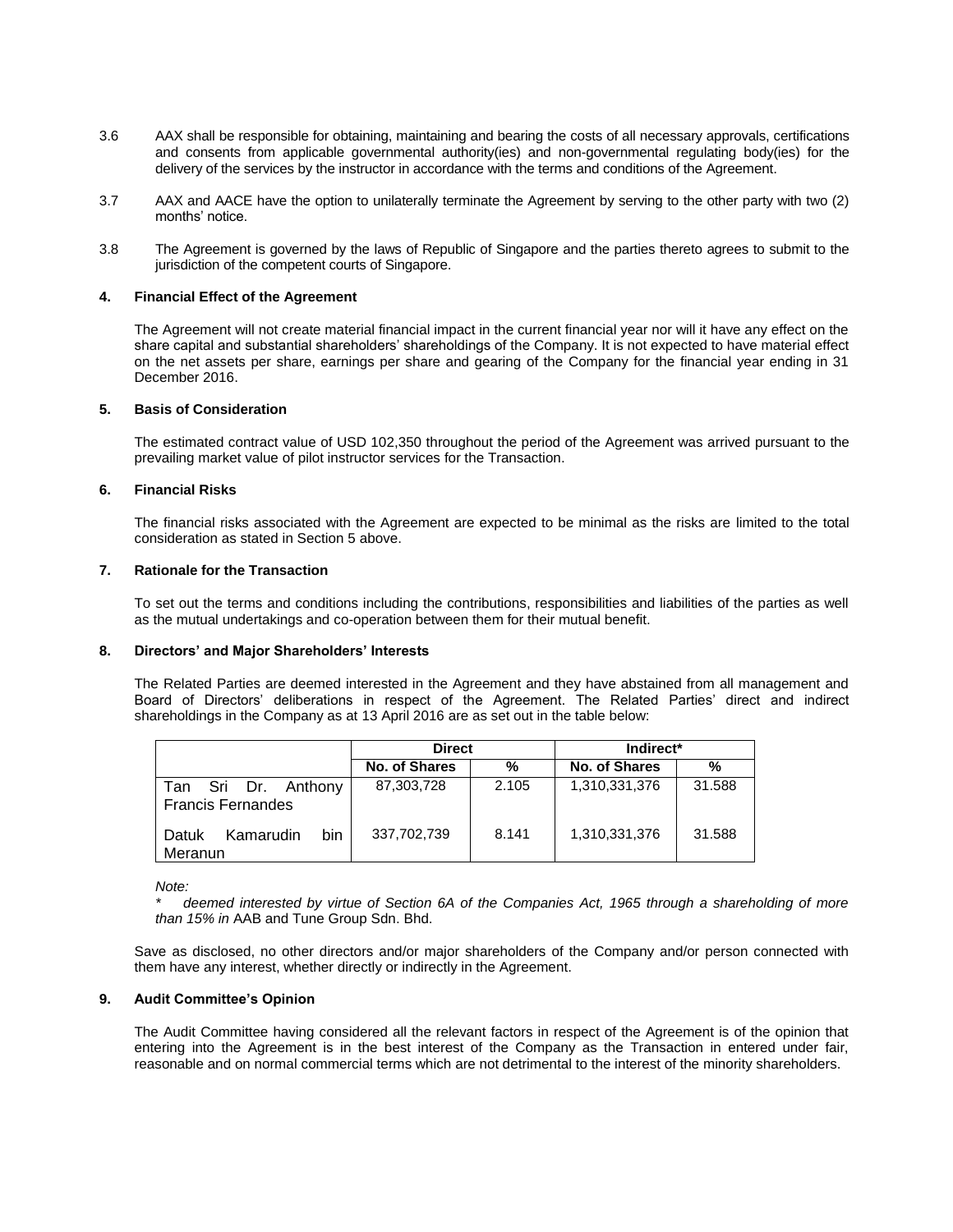3.6 AAX shall be responsible for obtaining, maintaining and bearing the costs of all necessary approvals, certifications and consents from applicable governmental authority(ies) and non-governmental regulating body(ies) for the delivery of the services by the instructor in accordance with the terms and conditions of the Agreement.

3.7 AAX and AACE have the option to unilaterally terminate the Agreement by serving to the other party with two (2) months' notice.

3.8 The Agreement is governed by the laws of Republic of Singapore and the parties thereto agrees to submit to the jurisdiction of the competent courts of Singapore.

## 4. Financial Effect of the Agreement

The Agreement will not create material financial impact in the current financial year nor will it have any effect on the share capital and substantial shareholders' shareholdings of the Company. It is not expected to have material effect on the net assets per share, earnings per share and gearing of the Company for the financial year ending in 31 December 2016.

## 5. Basis of Consideration

The estimated contract value of USD 102,350 throughout the period of the Agreement was arrived pursuant to the prevailing market value of pilot instructor services for the Transaction.

## 6. Financial Risks

The financial risks associated with the Agreement are expected to be minimal as the risks are limited to the total consideration as stated in Section 5 above.

## 7. Rationale for the Transaction

To set out the terms and conditions including the contributions, responsibilities and liabilities of the parties as well as the mutual undertakings and co-operation between them for their mutual benefit.

## 8. Directors' and Major Shareholders' Interests

The Related Parties are deemed interested in the Agreement and they have abstained from all management and Board of Directors' deliberations in respect of the Agreement. The Related Parties' direct and indirect shareholdings in the Company as at 13 April 2016 are as set out in the table below:

| | Direct | | Indirect* | |
|---|---|---|---|---|
| | No. of Shares | % | No. of Shares | % |
| Tan Sri Dr. Anthony Francis Fernandes | 87,303,728 | 2.105 | 1,310,331,376 | 31.588 |
| Datuk Kamarudin bin Meranun | 337,702,739 | 8.141 | 1,310,331,376 | 31.588 |

*Note:*

\* *deemed interested by virtue of Section 6A of the Companies Act, 1965 through a shareholding of more than 15% in* AAB and Tune Group Sdn. Bhd.

Save as disclosed, no other directors and/or major shareholders of the Company and/or person connected with them have any interest, whether directly or indirectly in the Agreement.

## 9. Audit Committee's Opinion

The Audit Committee having considered all the relevant factors in respect of the Agreement is of the opinion that entering into the Agreement is in the best interest of the Company as the Transaction in entered under fair, reasonable and on normal commercial terms which are not detrimental to the interest of the minority shareholders.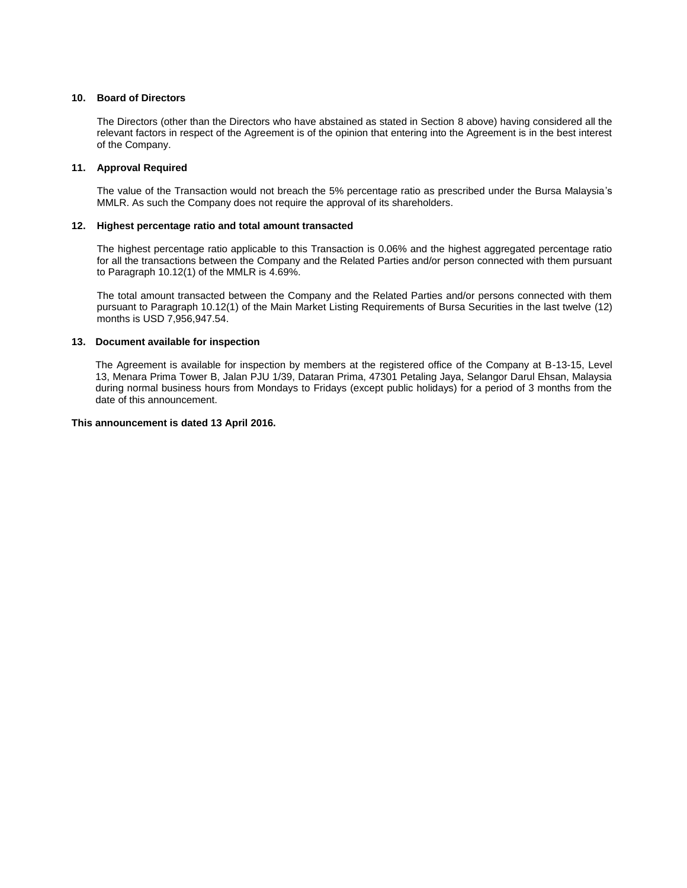**10. Board of Directors**

The Directors (other than the Directors who have abstained as stated in Section 8 above) having considered all the relevant factors in respect of the Agreement is of the opinion that entering into the Agreement is in the best interest of the Company.

**11. Approval Required**

The value of the Transaction would not breach the 5% percentage ratio as prescribed under the Bursa Malaysia's MMLR. As such the Company does not require the approval of its shareholders.

**12. Highest percentage ratio and total amount transacted**

The highest percentage ratio applicable to this Transaction is 0.06% and the highest aggregated percentage ratio for all the transactions between the Company and the Related Parties and/or person connected with them pursuant to Paragraph 10.12(1) of the MMLR is 4.69%.

The total amount transacted between the Company and the Related Parties and/or persons connected with them pursuant to Paragraph 10.12(1) of the Main Market Listing Requirements of Bursa Securities in the last twelve (12) months is USD 7,956,947.54.

**13. Document available for inspection**

The Agreement is available for inspection by members at the registered office of the Company at B-13-15, Level 13, Menara Prima Tower B, Jalan PJU 1/39, Dataran Prima, 47301 Petaling Jaya, Selangor Darul Ehsan, Malaysia during normal business hours from Mondays to Fridays (except public holidays) for a period of 3 months from the date of this announcement.

**This announcement is dated 13 April 2016.**